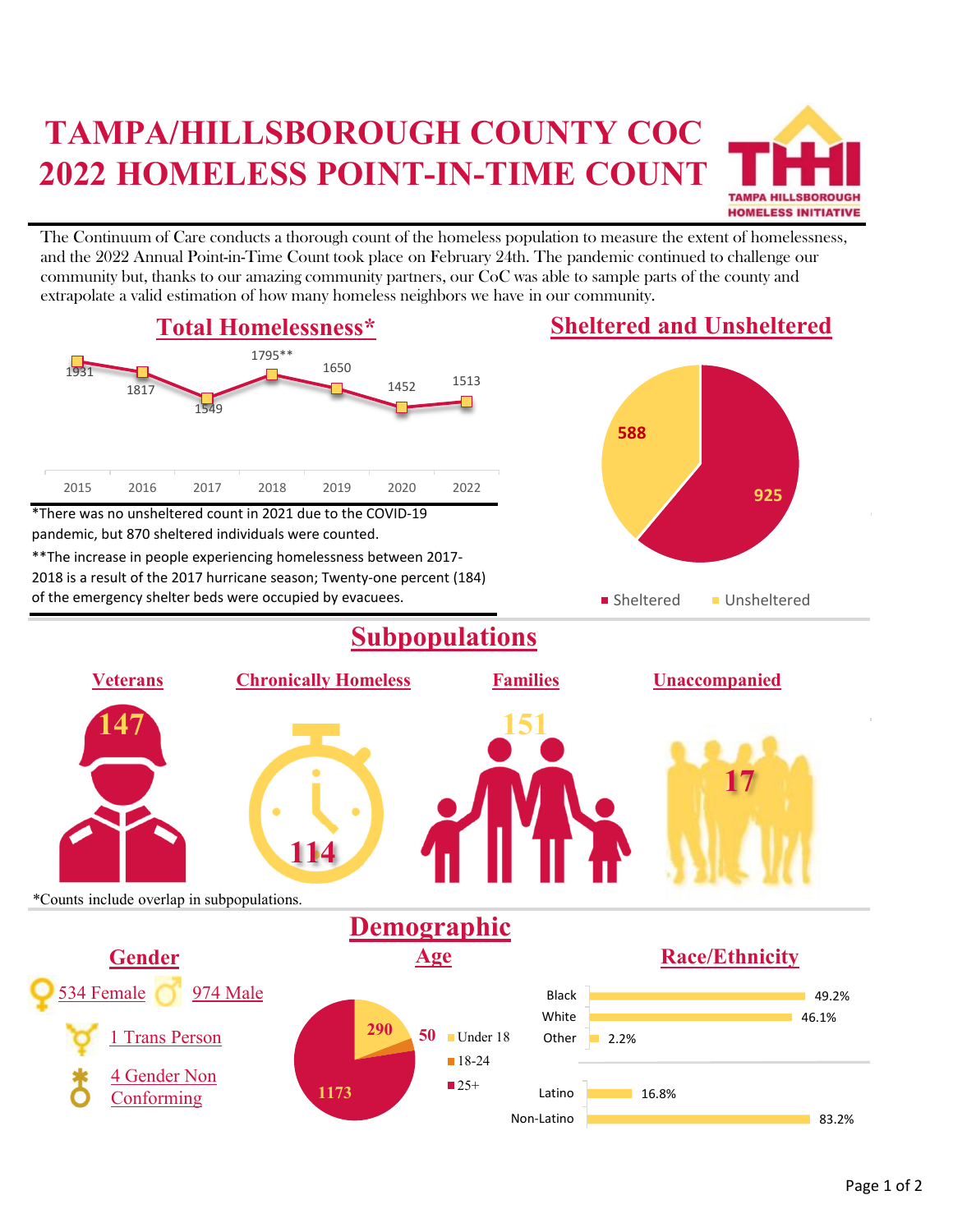# TAMPA/HILLSBOROUGH COUNTY COC 2022 HOMELESS POINT-IN-TIME COUNT

TAMPA HILLSBOROUGH HOMELESS INITIATIVE

The Continuum of Care conducts a thorough count of the homeless population to measure the extent of homelessness, and the 2022 Annual Point-in-Time Count took place on February 24th. The pandemic continued to challenge our community but, thanks to our amazing community partners, our CoC was able to sample parts of the county and extrapolate a valid estimation of how many homeless neighbors we have in our community.

## Total Homelessness*

| Year | Total |
|---|---|
| 2015 | 1931 |
| 2016 | 1817 |
| 2017 | 1549 |
| 2018 | 1795** |
| 2019 | 1650 |
| 2020 | 1452 |
| 2022 | 1513 |

*There was no unsheltered count in 2021 due to the COVID-19 pandemic, but 870 sheltered individuals were counted.

**The increase in people experiencing homelessness between 2017-2018 is a result of the 2017 hurricane season; Twenty-one percent (184) of the emergency shelter beds were occupied by evacuees.

## Sheltered and Unsheltered

- Sheltered: 925
- Unsheltered: 588

## Subpopulations

- **Veterans:** 147
- **Chronically Homeless:** 114
- **Families:** 151
- **Unaccompanied:** 17

*Counts include overlap in subpopulations.

## Demographic

### Gender

- 534 Female
- 974 Male
- 1 Trans Person
- 4 Gender Non Conforming

### Age

- Under 18: 290
- 18-24: 50
- 25+: 1173

### Race/Ethnicity

| Race | Percent |
|---|---|
| Black | 49.2% |
| White | 46.1% |
| Other | 2.2% |

| Ethnicity | Percent |
|---|---|
| Latino | 16.8% |
| Non-Latino | 83.2% |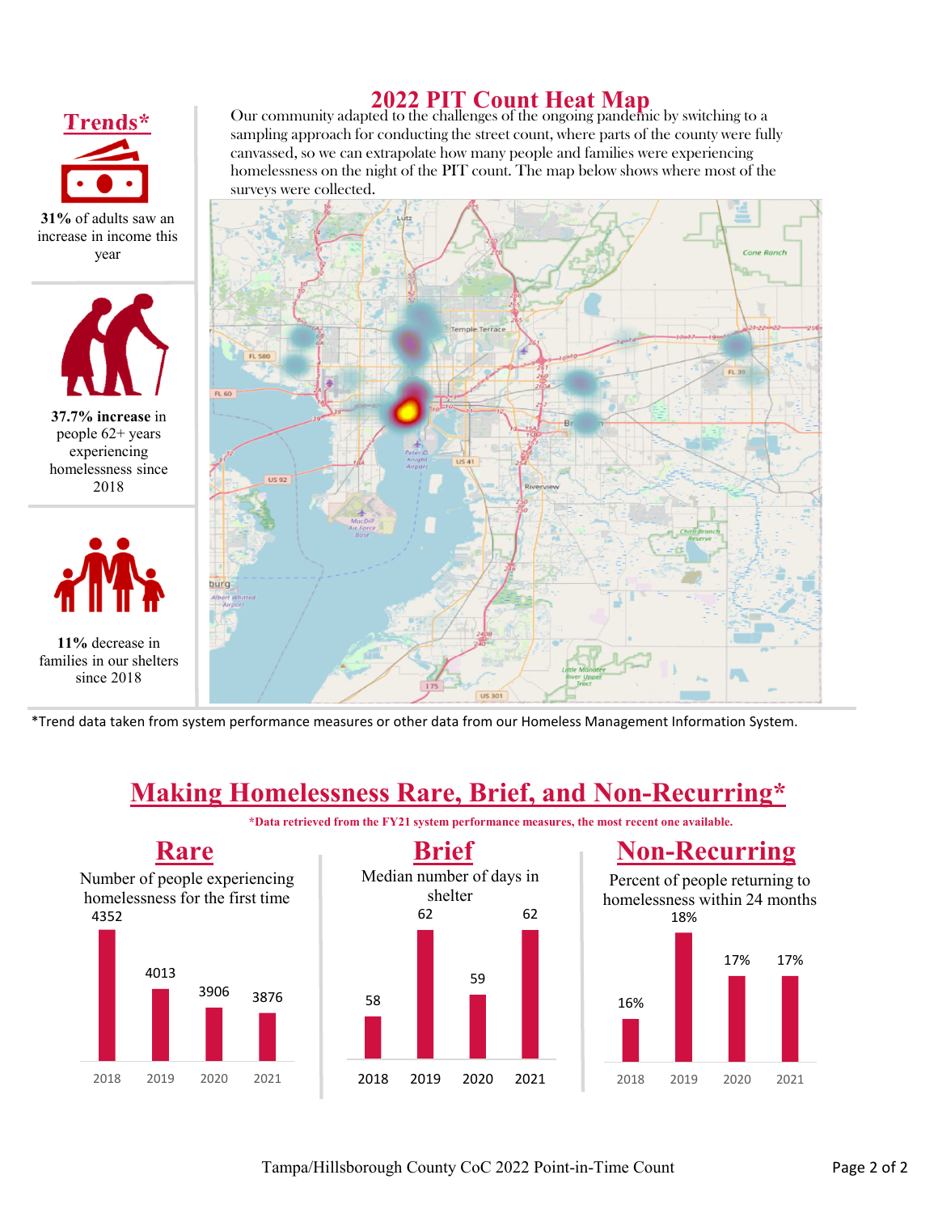## Trends*

**31%** of adults saw an increase in income this year

**37.7% increase** in people 62+ years experiencing homelessness since 2018

**11%** decrease in families in our shelters since 2018

## 2022 PIT Count Heat Map

Our community adapted to the challenges of the ongoing pandemic by switching to a sampling approach for conducting the street count, where parts of the county were fully canvassed, so we can extrapolate how many people and families were experiencing homelessness on the night of the PIT count. The map below shows where most of the surveys were collected.

*Trend data taken from system performance measures or other data from our Homeless Management Information System.

## Making Homelessness Rare, Brief, and Non-Recurring*

***Data retrieved from the FY21 system performance measures, the most recent one available.**

### Rare

Number of people experiencing homelessness for the first time

4352
4013
3906
3876
2018
2019
2020
2021

### Brief

Median number of days in shelter

58
62
59
62
2018
2019
2020
2021

### Non-Recurring

Percent of people returning to homelessness within 24 months

16%
18%
17%
17%
2018
2019
2020
2021